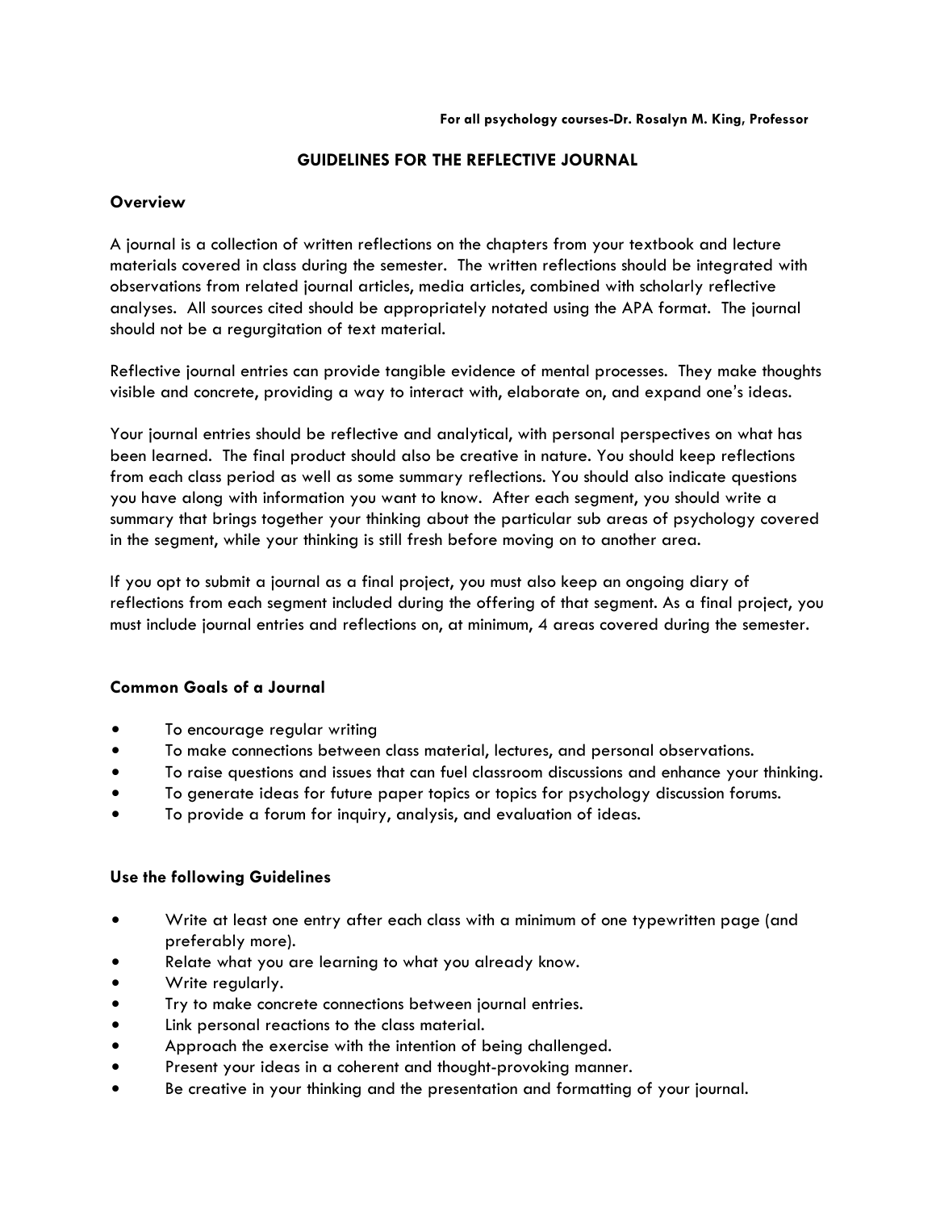**For all psychology courses-Dr. Rosalyn M. King, Professor**

# GUIDELINES FOR THE REFLECTIVE JOURNAL

## Overview

A journal is a collection of written reflections on the chapters from your textbook and lecture materials covered in class during the semester. The written reflections should be integrated with observations from related journal articles, media articles, combined with scholarly reflective analyses. All sources cited should be appropriately notated using the APA format. The journal should not be a regurgitation of text material.

Reflective journal entries can provide tangible evidence of mental processes. They make thoughts visible and concrete, providing a way to interact with, elaborate on, and expand one's ideas.

Your journal entries should be reflective and analytical, with personal perspectives on what has been learned. The final product should also be creative in nature. You should keep reflections from each class period as well as some summary reflections. You should also indicate questions you have along with information you want to know. After each segment, you should write a summary that brings together your thinking about the particular sub areas of psychology covered in the segment, while your thinking is still fresh before moving on to another area.

If you opt to submit a journal as a final project, you must also keep an ongoing diary of reflections from each segment included during the offering of that segment. As a final project, you must include journal entries and reflections on, at minimum, 4 areas covered during the semester.

## Common Goals of a Journal

- To encourage regular writing
- To make connections between class material, lectures, and personal observations.
- To raise questions and issues that can fuel classroom discussions and enhance your thinking.
- To generate ideas for future paper topics or topics for psychology discussion forums.
- To provide a forum for inquiry, analysis, and evaluation of ideas.

## Use the following Guidelines

- Write at least one entry after each class with a minimum of one typewritten page (and preferably more).
- Relate what you are learning to what you already know.
- Write regularly.
- Try to make concrete connections between journal entries.
- Link personal reactions to the class material.
- Approach the exercise with the intention of being challenged.
- Present your ideas in a coherent and thought-provoking manner.
- Be creative in your thinking and the presentation and formatting of your journal.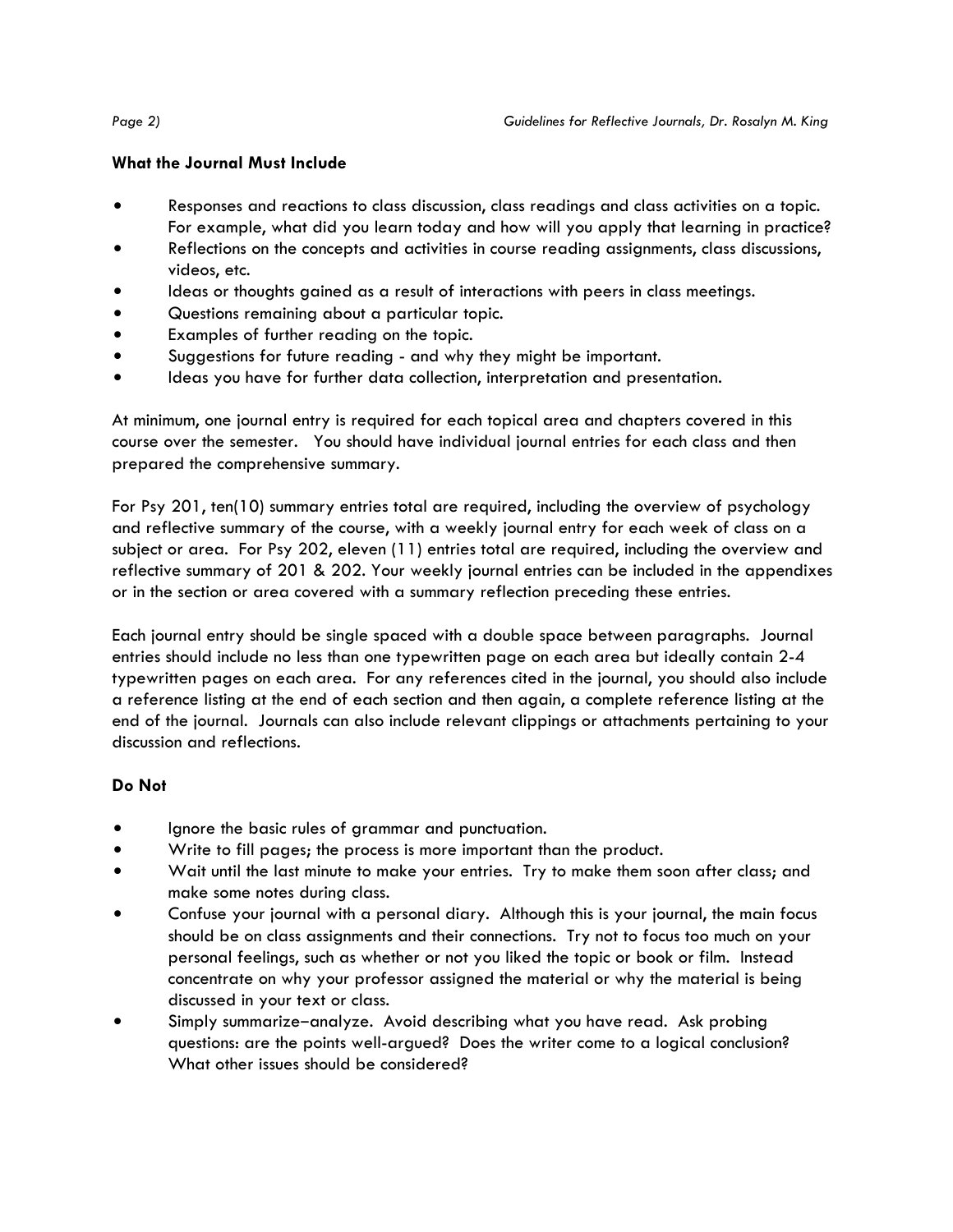**What the Journal Must Include**

- Responses and reactions to class discussion, class readings and class activities on a topic. For example, what did you learn today and how will you apply that learning in practice?
- Reflections on the concepts and activities in course reading assignments, class discussions, videos, etc.
- Ideas or thoughts gained as a result of interactions with peers in class meetings.
- Questions remaining about a particular topic.
- Examples of further reading on the topic.
- Suggestions for future reading - and why they might be important.
- Ideas you have for further data collection, interpretation and presentation.

At minimum, one journal entry is required for each topical area and chapters covered in this course over the semester. You should have individual journal entries for each class and then prepared the comprehensive summary.

For Psy 201, ten(10) summary entries total are required, including the overview of psychology and reflective summary of the course, with a weekly journal entry for each week of class on a subject or area. For Psy 202, eleven (11) entries total are required, including the overview and reflective summary of 201 & 202. Your weekly journal entries can be included in the appendixes or in the section or area covered with a summary reflection preceding these entries.

Each journal entry should be single spaced with a double space between paragraphs. Journal entries should include no less than one typewritten page on each area but ideally contain 2-4 typewritten pages on each area. For any references cited in the journal, you should also include a reference listing at the end of each section and then again, a complete reference listing at the end of the journal. Journals can also include relevant clippings or attachments pertaining to your discussion and reflections.

**Do Not**

- Ignore the basic rules of grammar and punctuation.
- Write to fill pages; the process is more important than the product.
- Wait until the last minute to make your entries. Try to make them soon after class; and make some notes during class.
- Confuse your journal with a personal diary. Although this is your journal, the main focus should be on class assignments and their connections. Try not to focus too much on your personal feelings, such as whether or not you liked the topic or book or film. Instead concentrate on why your professor assigned the material or why the material is being discussed in your text or class.
- Simply summarize–analyze. Avoid describing what you have read. Ask probing questions: are the points well-argued? Does the writer come to a logical conclusion? What other issues should be considered?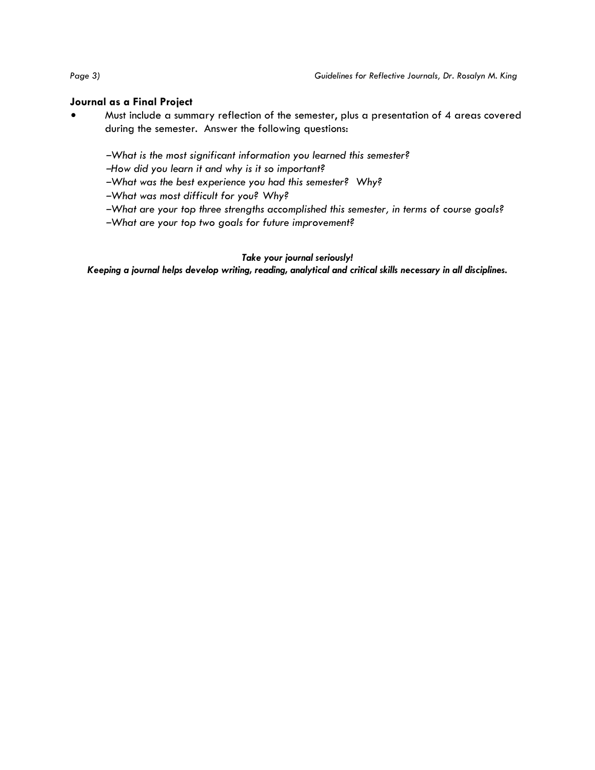**Journal as a Final Project**

- Must include a summary reflection of the semester, plus a presentation of 4 areas covered during the semester. Answer the following questions:

  *–What is the most significant information you learned this semester?*
  *–How did you learn it and why is it so important?*
  *–What was the best experience you had this semester? Why?*
  *–What was most difficult for you? Why?*
  *–What are your top three strengths accomplished this semester, in terms of course goals?*
  *–What are your top two goals for future improvement?*

***Take your journal seriously!***
***Keeping a journal helps develop writing, reading, analytical and critical skills necessary in all disciplines.***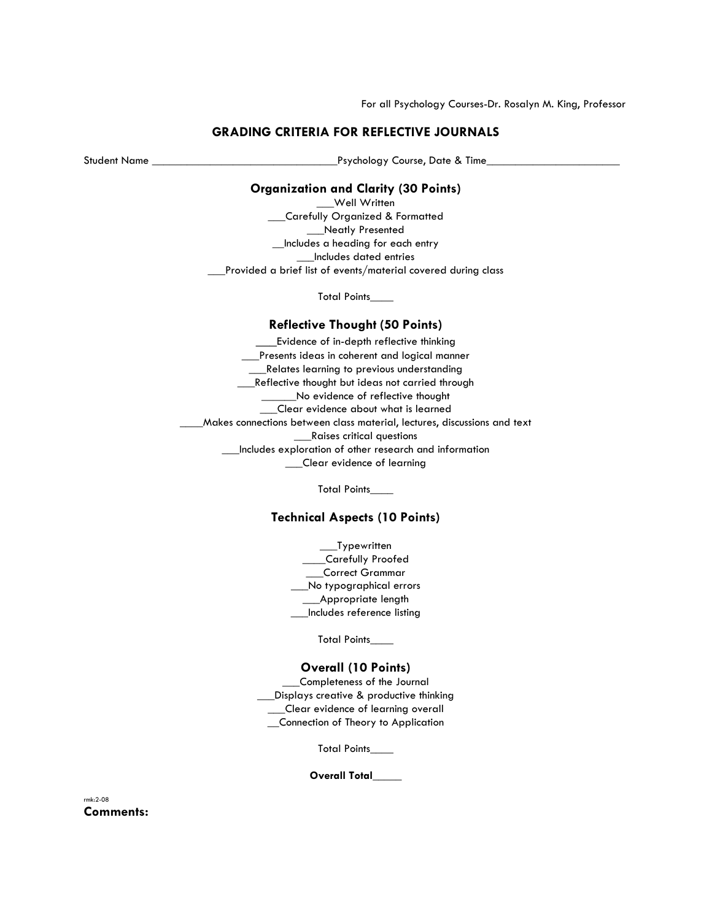For all Psychology Courses-Dr. Rosalyn M. King, Professor

## GRADING CRITERIA FOR REFLECTIVE JOURNALS

Student Name ________________________________Psychology Course, Date & Time_______________________

### Organization and Clarity (30 Points)

___Well Written

___Carefully Organized & Formatted

___Neatly Presented

__Includes a heading for each entry

___Includes dated entries

___Provided a brief list of events/material covered during class

Total Points____

### Reflective Thought (50 Points)

____Evidence of in-depth reflective thinking

___Presents ideas in coherent and logical manner

___Relates learning to previous understanding

___Reflective thought but ideas not carried through

______No evidence of reflective thought

___Clear evidence about what is learned

____Makes connections between class material, lectures, discussions and text

___Raises critical questions

___Includes exploration of other research and information

___Clear evidence of learning

Total Points____

### Technical Aspects (10 Points)

___Typewritten

____Carefully Proofed

___Correct Grammar

___No typographical errors

___Appropriate length

___Includes reference listing

Total Points____

### Overall (10 Points)

___Completeness of the Journal

___Displays creative & productive thinking

___Clear evidence of learning overall

__Connection of Theory to Application

Total Points____

**Overall Total_____**

rmk:2-08

**Comments:**